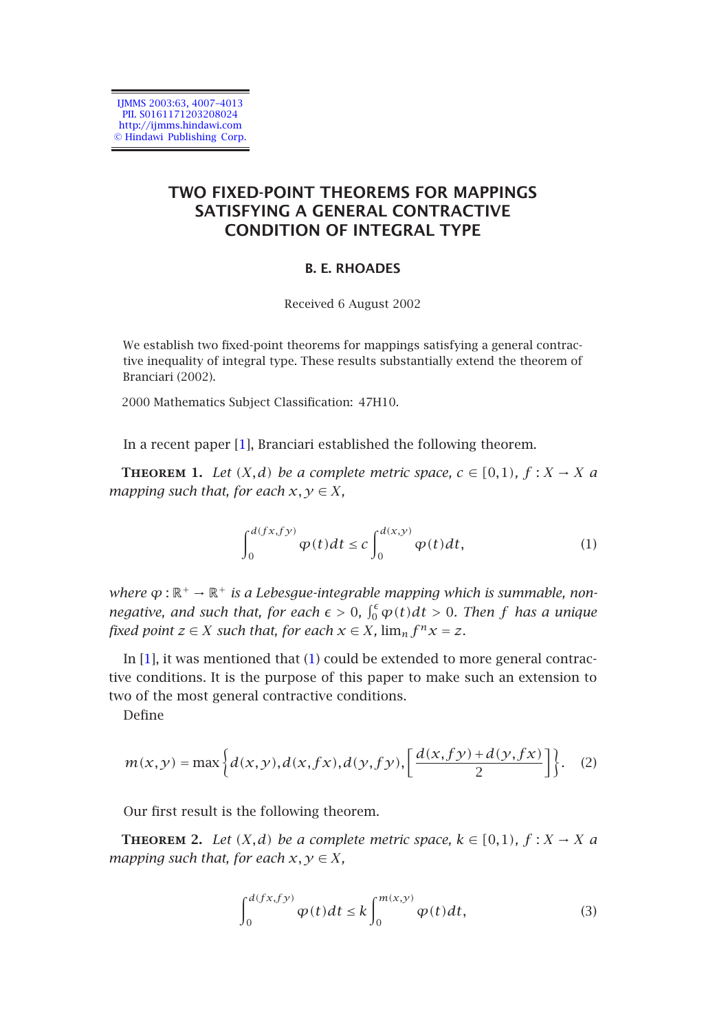# TWO FIXED-POINT THEOREMS FOR MAPPINGS SATISFYING A GENERAL CONTRACTIVE CONDITION OF INTEGRAL TYPE

**B. E. RHOADES**

Received 6 August 2002

We establish two fixed-point theorems for mappings satisfying a general contractive inequality of integral type. These results substantially extend the theorem of Branciari (2002).

2000 Mathematics Subject Classification: 47H10.

In a recent paper [1], Branciari established the following theorem.

**Theorem 1.** *Let $(X,d)$ be a complete metric space, $c \in [0,1)$, $f : X \to X$ a mapping such that, for each $x, y \in X$,*

$$\int_0^{d(fx,fy)} \varphi(t)\,dt \le c\int_0^{d(x,y)} \varphi(t)\,dt, \tag{1}$$

*where $\varphi : \mathbb{R}^+ \to \mathbb{R}^+$ is a Lebesgue-integrable mapping which is summable, nonnegative, and such that, for each $\epsilon > 0$, $\int_0^{\epsilon} \varphi(t)\,dt > 0$. Then $f$ has a unique fixed point $z \in X$ such that, for each $x \in X$, $\lim_n f^n x = z$.*

In [1], it was mentioned that (1) could be extended to more general contractive conditions. It is the purpose of this paper to make such an extension to two of the most general contractive conditions.

Define

$$m(x,y) = \max\left\{d(x,y), d(x,fx), d(y,fy), \left[\frac{d(x,fy)+d(y,fx)}{2}\right]\right\}. \tag{2}$$

Our first result is the following theorem.

**Theorem 2.** *Let $(X,d)$ be a complete metric space, $k \in [0,1)$, $f : X \to X$ a mapping such that, for each $x, y \in X$,*

$$\int_0^{d(fx,fy)} \varphi(t)\,dt \le k\int_0^{m(x,y)} \varphi(t)\,dt, \tag{3}$$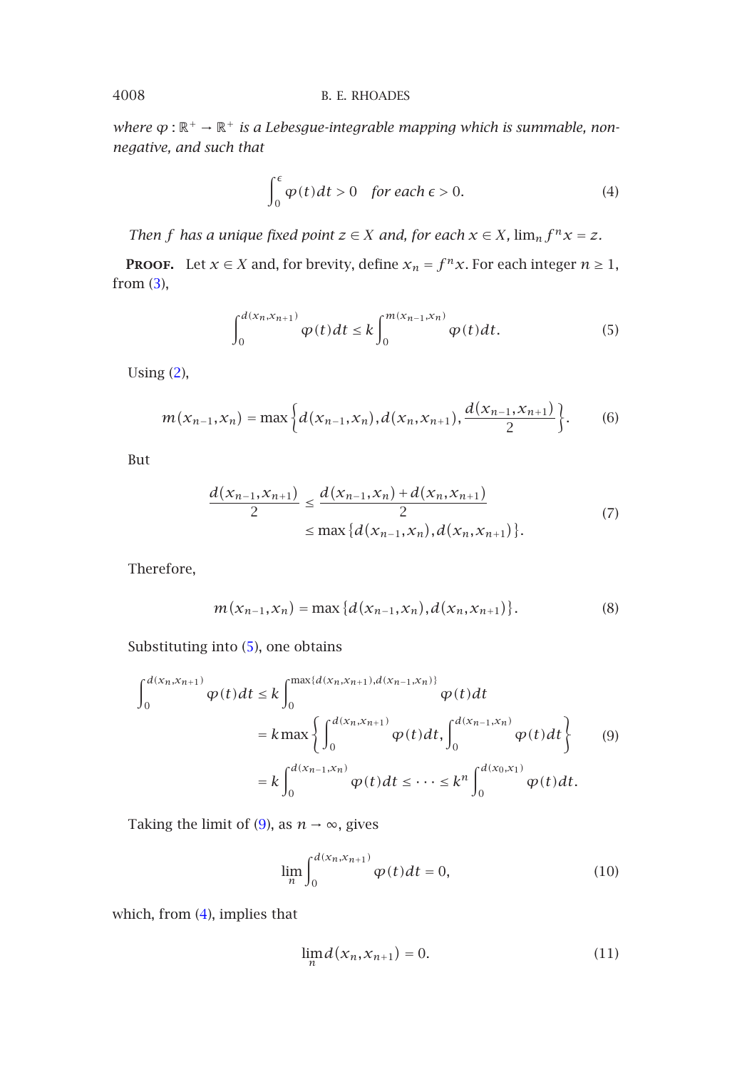*where $\varphi : \mathbb{R}^+ \to \mathbb{R}^+$ is a Lebesgue-integrable mapping which is summable, non-negative, and such that*

$$\int_0^{\epsilon} \varphi(t)\,dt > 0 \quad \text{for each } \epsilon > 0. \tag{4}$$

*Then $f$ has a unique fixed point $z \in X$ and, for each $x \in X$, $\lim_n f^n x = z$.*

**Proof.** Let $x \in X$ and, for brevity, define $x_n = f^n x$. For each integer $n \geq 1$, from (3),

$$\int_0^{d(x_n,x_{n+1})} \varphi(t)\,dt \leq k \int_0^{m(x_{n-1},x_n)} \varphi(t)\,dt. \tag{5}$$

Using (2),

$$m(x_{n-1},x_n) = \max\left\{d(x_{n-1},x_n), d(x_n,x_{n+1}), \frac{d(x_{n-1},x_{n+1})}{2}\right\}. \tag{6}$$

But

$$\begin{aligned} \frac{d(x_{n-1},x_{n+1})}{2} &\leq \frac{d(x_{n-1},x_n) + d(x_n,x_{n+1})}{2} \\ &\leq \max\{d(x_{n-1},x_n), d(x_n,x_{n+1})\}. \end{aligned} \tag{7}$$

Therefore,

$$m(x_{n-1},x_n) = \max\{d(x_{n-1},x_n), d(x_n,x_{n+1})\}. \tag{8}$$

Substituting into (5), one obtains

$$\begin{aligned} \int_0^{d(x_n,x_{n+1})} \varphi(t)\,dt &\leq k \int_0^{\max\{d(x_n,x_{n+1}),d(x_{n-1},x_n)\}} \varphi(t)\,dt \\ &= k \max\left\{\int_0^{d(x_n,x_{n+1})} \varphi(t)\,dt, \int_0^{d(x_{n-1},x_n)} \varphi(t)\,dt\right\} \\ &= k \int_0^{d(x_{n-1},x_n)} \varphi(t)\,dt \leq \cdots \leq k^n \int_0^{d(x_0,x_1)} \varphi(t)\,dt. \end{aligned} \tag{9}$$

Taking the limit of (9), as $n \to \infty$, gives

$$\lim_n \int_0^{d(x_n,x_{n+1})} \varphi(t)\,dt = 0, \tag{10}$$

which, from (4), implies that

$$\lim_n d(x_n,x_{n+1}) = 0. \tag{11}$$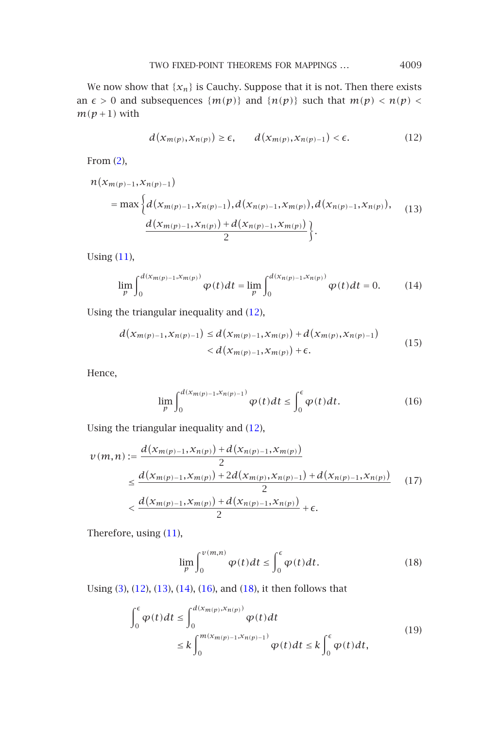We now show that $\{x_n\}$ is Cauchy. Suppose that it is not. Then there exists an $\epsilon > 0$ and subsequences $\{m(p)\}$ and $\{n(p)\}$ such that $m(p) < n(p) < m(p+1)$ with

$$d(x_{m(p)}, x_{n(p)}) \geq \epsilon, \qquad d(x_{m(p)}, x_{n(p)-1}) < \epsilon. \tag{12}$$

From (2),

$$\begin{aligned} n(x_{m(p)-1}, x_{n(p)-1}) &= \max\Big\{ d(x_{m(p)-1}, x_{n(p)-1}), d(x_{n(p)-1}, x_{m(p)}), d(x_{n(p)-1}, x_{n(p)}), \\ &\qquad \frac{d(x_{m(p)-1}, x_{n(p)}) + d(x_{n(p)-1}, x_{m(p)})}{2} \Big\}. \end{aligned} \tag{13}$$

Using (11),

$$\lim_p \int_0^{d(x_{m(p)-1}, x_{m(p)})} \varphi(t)\,dt = \lim_p \int_0^{d(x_{n(p)-1}, x_{n(p)})} \varphi(t)\,dt = 0. \tag{14}$$

Using the triangular inequality and (12),

$$\begin{aligned} d(x_{m(p)-1}, x_{n(p)-1}) &\leq d(x_{m(p)-1}, x_{m(p)}) + d(x_{m(p)}, x_{n(p)-1}) \\ &< d(x_{m(p)-1}, x_{m(p)}) + \epsilon. \end{aligned} \tag{15}$$

Hence,

$$\lim_p \int_0^{d(x_{m(p)-1}, x_{n(p)-1})} \varphi(t)\,dt \leq \int_0^{\epsilon} \varphi(t)\,dt. \tag{16}$$

Using the triangular inequality and (12),

$$\begin{aligned} v(m,n) &:= \frac{d(x_{m(p)-1}, x_{n(p)}) + d(x_{n(p)-1}, x_{m(p)})}{2} \\ &\leq \frac{d(x_{m(p)-1}, x_{m(p)}) + 2d(x_{m(p)}, x_{n(p)-1}) + d(x_{n(p)-1}, x_{n(p)})}{2} \\ &< \frac{d(x_{m(p)-1}, x_{m(p)}) + d(x_{n(p)-1}, x_{n(p)})}{2} + \epsilon. \end{aligned} \tag{17}$$

Therefore, using (11),

$$\lim_p \int_0^{v(m,n)} \varphi(t)\,dt \leq \int_0^{\epsilon} \varphi(t)\,dt. \tag{18}$$

Using (3), (12), (13), (14), (16), and (18), it then follows that

$$\begin{aligned} \int_0^{\epsilon} \varphi(t)\,dt &\leq \int_0^{d(x_{m(p)}, x_{n(p)})} \varphi(t)\,dt \\ &\leq k \int_0^{m(x_{m(p)-1}, x_{n(p)-1})} \varphi(t)\,dt \leq k \int_0^{\epsilon} \varphi(t)\,dt, \end{aligned} \tag{19}$$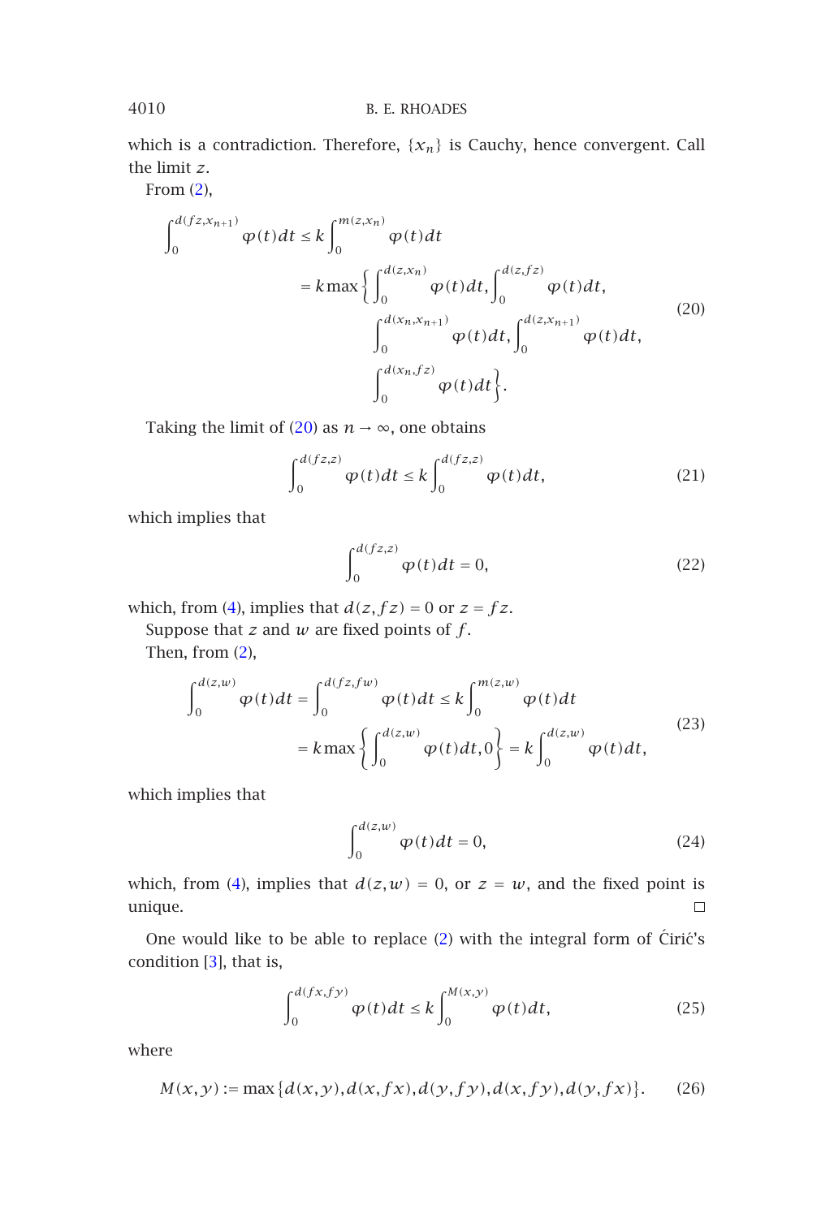which is a contradiction. Therefore, $\{x_n\}$ is Cauchy, hence convergent. Call the limit $z$.

From (2),

$$
\begin{aligned}
\int_0^{d(fz,x_{n+1})} \varphi(t)\,dt &\le k \int_0^{m(z,x_n)} \varphi(t)\,dt \\
&= k \max\left\{ \int_0^{d(z,x_n)} \varphi(t)\,dt, \int_0^{d(z,fz)} \varphi(t)\,dt, \right. \\
&\qquad \int_0^{d(x_n,x_{n+1})} \varphi(t)\,dt, \int_0^{d(z,x_{n+1})} \varphi(t)\,dt, \\
&\qquad \left. \int_0^{d(x_n,fz)} \varphi(t)\,dt \right\}.
\end{aligned}
\tag{20}
$$

Taking the limit of (20) as $n \to \infty$, one obtains

$$
\int_0^{d(fz,z)} \varphi(t)\,dt \le k \int_0^{d(fz,z)} \varphi(t)\,dt,
\tag{21}
$$

which implies that

$$
\int_0^{d(fz,z)} \varphi(t)\,dt = 0,
\tag{22}
$$

which, from (4), implies that $d(z,fz) = 0$ or $z = fz$.

Suppose that $z$ and $w$ are fixed points of $f$.

Then, from (2),

$$
\begin{aligned}
\int_0^{d(z,w)} \varphi(t)\,dt = \int_0^{d(fz,fw)} \varphi(t)\,dt &\le k \int_0^{m(z,w)} \varphi(t)\,dt \\
&= k \max\left\{ \int_0^{d(z,w)} \varphi(t)\,dt, 0 \right\} = k \int_0^{d(z,w)} \varphi(t)\,dt,
\end{aligned}
\tag{23}
$$

which implies that

$$
\int_0^{d(z,w)} \varphi(t)\,dt = 0,
\tag{24}
$$

which, from (4), implies that $d(z,w) = 0$, or $z = w$, and the fixed point is unique. □

One would like to be able to replace (2) with the integral form of Ćirić's condition [3], that is,

$$
\int_0^{d(fx,fy)} \varphi(t)\,dt \le k \int_0^{M(x,y)} \varphi(t)\,dt,
\tag{25}
$$

where

$$
M(x,y) := \max\{d(x,y), d(x,fx), d(y,fy), d(x,fy), d(y,fx)\}.
\tag{26}
$$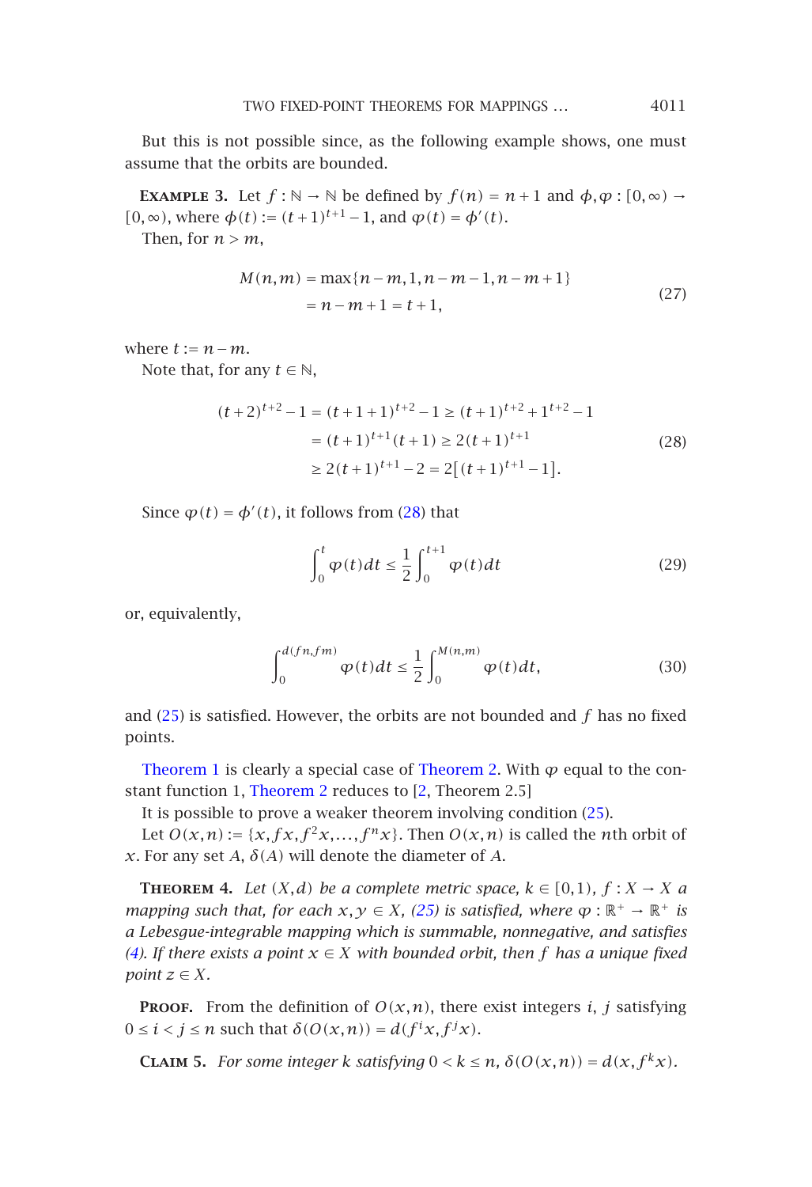But this is not possible since, as the following example shows, one must assume that the orbits are bounded.

**Example 3.** Let $f : \mathbb{N} \to \mathbb{N}$ be defined by $f(n) = n+1$ and $\phi, \varphi : [0,\infty) \to [0,\infty)$, where $\phi(t) := (t+1)^{t+1} - 1$, and $\varphi(t) = \phi'(t)$.

Then, for $n > m$,

$$
\begin{aligned}
M(n,m) &= \max\{n-m, 1, n-m-1, n-m+1\} \\
&= n-m+1 = t+1,
\end{aligned}
\tag{27}
$$

where $t := n-m$.

Note that, for any $t \in \mathbb{N}$,

$$
\begin{aligned}
(t+2)^{t+2} - 1 &= (t+1+1)^{t+2} - 1 \geq (t+1)^{t+2} + 1^{t+2} - 1 \\
&= (t+1)^{t+1}(t+1) \geq 2(t+1)^{t+1} \\
&\geq 2(t+1)^{t+1} - 2 = 2\left[(t+1)^{t+1} - 1\right].
\end{aligned}
\tag{28}
$$

Since $\varphi(t) = \phi'(t)$, it follows from (28) that

$$
\int_0^t \varphi(t)\,dt \leq \frac{1}{2}\int_0^{t+1} \varphi(t)\,dt \tag{29}
$$

or, equivalently,

$$
\int_0^{d(fn,fm)} \varphi(t)\,dt \leq \frac{1}{2}\int_0^{M(n,m)} \varphi(t)\,dt, \tag{30}
$$

and (25) is satisfied. However, the orbits are not bounded and $f$ has no fixed points.

Theorem 1 is clearly a special case of Theorem 2. With $\varphi$ equal to the constant function 1, Theorem 2 reduces to [2, Theorem 2.5]

It is possible to prove a weaker theorem involving condition (25).

Let $O(x,n) := \{x, fx, f^2x, \ldots, f^n x\}$. Then $O(x,n)$ is called the $n$th orbit of $x$. For any set $A$, $\delta(A)$ will denote the diameter of $A$.

**Theorem 4.** *Let $(X,d)$ be a complete metric space, $k \in [0,1)$, $f : X \to X$ a mapping such that, for each $x, y \in X$, (25) is satisfied, where $\varphi : \mathbb{R}^+ \to \mathbb{R}^+$ is a Lebesgue-integrable mapping which is summable, nonnegative, and satisfies (4). If there exists a point $x \in X$ with bounded orbit, then $f$ has a unique fixed point $z \in X$.*

**Proof.** From the definition of $O(x,n)$, there exist integers $i$, $j$ satisfying $0 \leq i < j \leq n$ such that $\delta(O(x,n)) = d(f^i x, f^j x)$.

**Claim 5.** *For some integer $k$ satisfying $0 < k \leq n$, $\delta(O(x,n)) = d(x, f^k x)$.*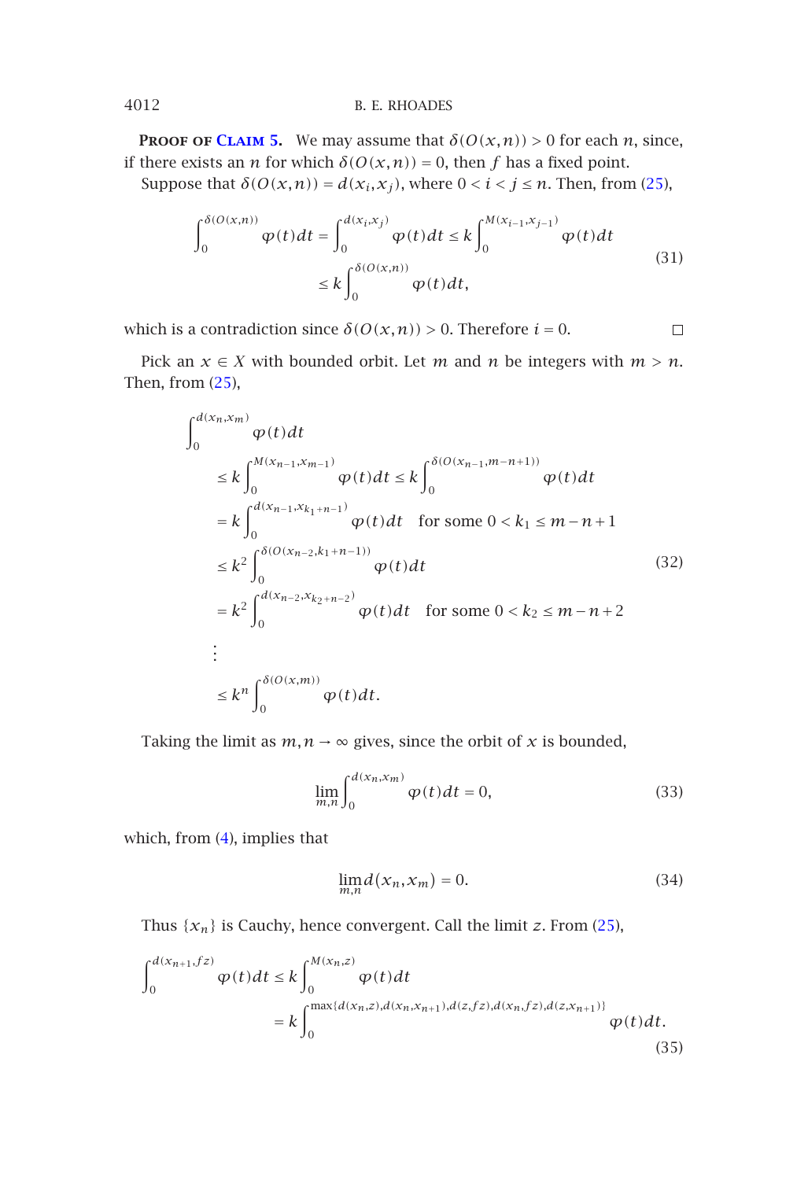**Proof of Claim 5.** We may assume that $\delta(O(x,n)) > 0$ for each $n$, since, if there exists an $n$ for which $\delta(O(x,n)) = 0$, then $f$ has a fixed point.

Suppose that $\delta(O(x,n)) = d(x_i, x_j)$, where $0 < i < j \le n$. Then, from (25),

$$\int_0^{\delta(O(x,n))} \varphi(t)\,dt = \int_0^{d(x_i,x_j)} \varphi(t)\,dt \le k \int_0^{M(x_{i-1},x_{j-1})} \varphi(t)\,dt \le k \int_0^{\delta(O(x,n))} \varphi(t)\,dt, \tag{31}$$

which is a contradiction since $\delta(O(x,n)) > 0$. Therefore $i = 0$. □

Pick an $x \in X$ with bounded orbit. Let $m$ and $n$ be integers with $m > n$. Then, from (25),

$$\begin{aligned}
&\int_0^{d(x_n,x_m)} \varphi(t)\,dt \\
&\quad \le k \int_0^{M(x_{n-1},x_{m-1})} \varphi(t)\,dt \le k \int_0^{\delta(O(x_{n-1},m-n+1))} \varphi(t)\,dt \\
&\quad = k \int_0^{d(x_{n-1},x_{k_1+n-1})} \varphi(t)\,dt \quad \text{for some } 0 < k_1 \le m-n+1 \\
&\quad \le k^2 \int_0^{\delta(O(x_{n-2},k_1+n-1))} \varphi(t)\,dt \\
&\quad = k^2 \int_0^{d(x_{n-2},x_{k_2+n-2})} \varphi(t)\,dt \quad \text{for some } 0 < k_2 \le m-n+2 \\
&\quad \vdots \\
&\quad \le k^n \int_0^{\delta(O(x,m))} \varphi(t)\,dt.
\end{aligned} \tag{32}$$

Taking the limit as $m, n \to \infty$ gives, since the orbit of $x$ is bounded,

$$\lim_{m,n} \int_0^{d(x_n,x_m)} \varphi(t)\,dt = 0, \tag{33}$$

which, from (4), implies that

$$\lim_{m,n} d(x_n, x_m) = 0. \tag{34}$$

Thus $\{x_n\}$ is Cauchy, hence convergent. Call the limit $z$. From (25),

$$\begin{aligned}
\int_0^{d(x_{n+1},fz)} \varphi(t)\,dt &\le k \int_0^{M(x_n,z)} \varphi(t)\,dt \\
&= k \int_0^{\max\{d(x_n,z),d(x_n,x_{n+1}),d(z,fz),d(x_n,fz),d(z,x_{n+1})\}} \varphi(t)\,dt.
\end{aligned} \tag{35}$$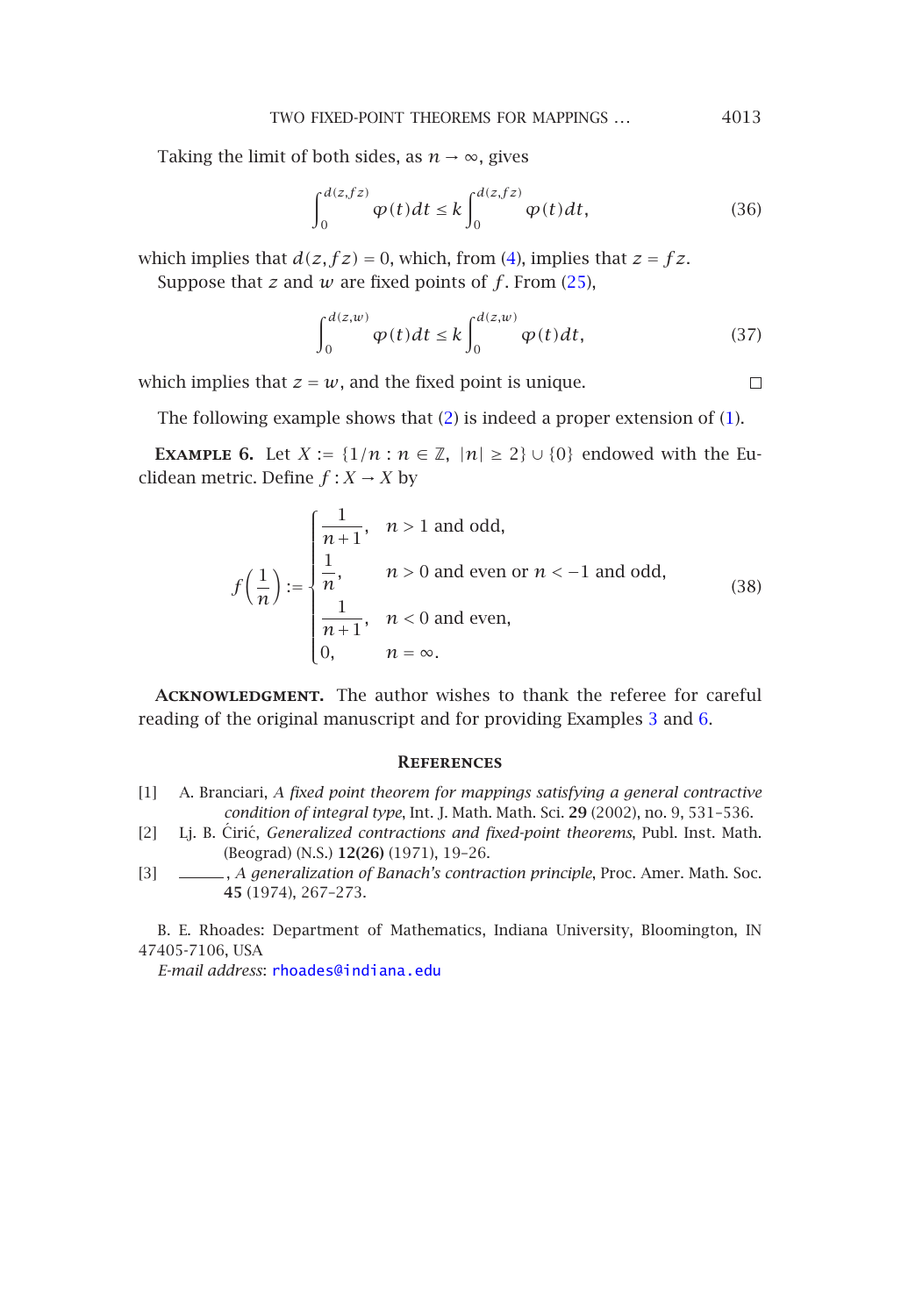Taking the limit of both sides, as $n \to \infty$, gives

$$\int_0^{d(z,fz)} \varphi(t)\,dt \le k \int_0^{d(z,fz)} \varphi(t)\,dt, \tag{36}$$

which implies that $d(z,fz) = 0$, which, from (4), implies that $z = fz$.

Suppose that $z$ and $w$ are fixed points of $f$. From (25),

$$\int_0^{d(z,w)} \varphi(t)\,dt \le k \int_0^{d(z,w)} \varphi(t)\,dt, \tag{37}$$

which implies that $z = w$, and the fixed point is unique. □

The following example shows that (2) is indeed a proper extension of (1).

**Example 6.** Let $X := \{1/n : n \in \mathbb{Z},\ |n| \ge 2\} \cup \{0\}$ endowed with the Euclidean metric. Define $f : X \to X$ by

$$f\left(\frac{1}{n}\right) := \begin{cases} \dfrac{1}{n+1}, & n > 1 \text{ and odd}, \\[2mm] \dfrac{1}{n}, & n > 0 \text{ and even or } n < -1 \text{ and odd}, \\[2mm] \dfrac{1}{n+1}, & n < 0 \text{ and even}, \\[2mm] 0, & n = \infty. \end{cases} \tag{38}$$

**Acknowledgment.** The author wishes to thank the referee for careful reading of the original manuscript and for providing Examples 3 and 6.

## References

[1] A. Branciari, *A fixed point theorem for mappings satisfying a general contractive condition of integral type*, Int. J. Math. Math. Sci. **29** (2002), no. 9, 531–536.

[2] Lj. B. Ćirić, *Generalized contractions and fixed-point theorems*, Publ. Inst. Math. (Beograd) (N.S.) **12(26)** (1971), 19–26.

[3] ______, *A generalization of Banach's contraction principle*, Proc. Amer. Math. Soc. **45** (1974), 267–273.

B. E. Rhoades: Department of Mathematics, Indiana University, Bloomington, IN 47405-7106, USA

*E-mail address*: rhoades@indiana.edu